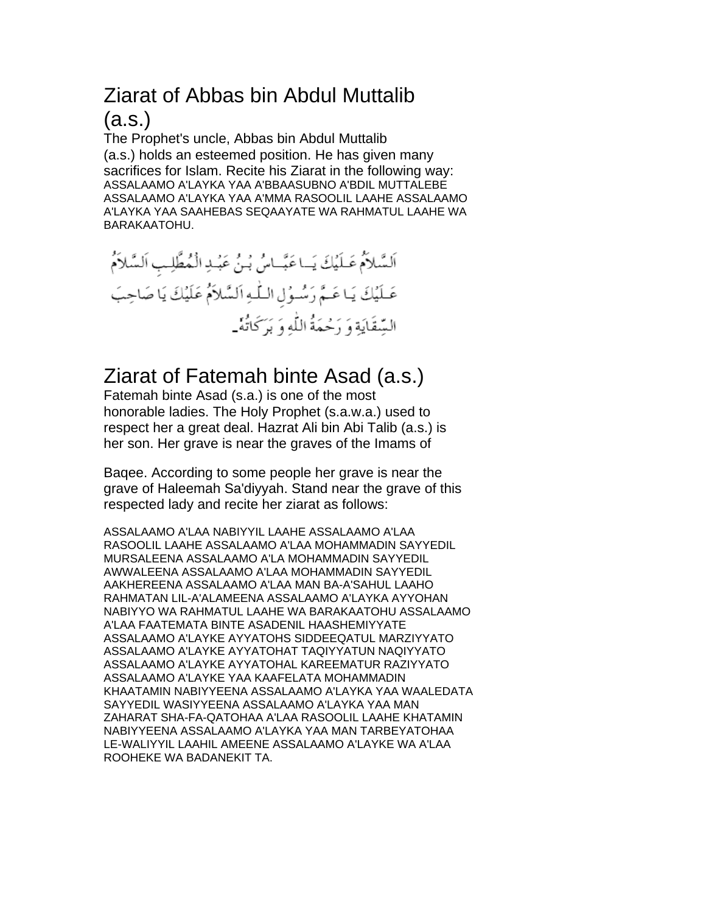# Ziarat of Abbas bin Abdul Muttalib (a.s.)

The Prophet's uncle, Abbas bin Abdul Muttalib (a.s.) holds an esteemed position. He has given many sacrifices for Islam. Recite his Ziarat in the following way:

ASSALAAMO A'LAYKA YAA A'BBAASUBNO A'BDIL MUTTALEBE ASSALAAMO A'LAYKA YAA A'MMA RASOOLIL LAAHE ASSALAAMO A'LAYKA YAA SAAHEBAS SEQAAYATE WA RAHMATUL LAAHE WA BARAKAATOHU.

اَلسَّلاَمُ عَلَيْكَ يَا عَبَّاسُ بْنُ عَبْدِ الْمُطَّلِبِ اَلسَّلاَمُ عَلَيْكَ يَا عَمَّ رَسُوْلِ اللّٰهِ اَلسَّلاَمُ عَلَيْكَ يَا صَاحِبَ السِّقَايَةِ وَ رَحْمَةُ اللّٰهِ وَ بَرَكَاتُهٗ۔

# Ziarat of Fatemah binte Asad (a.s.)

Fatemah binte Asad (s.a.) is one of the most honorable ladies. The Holy Prophet (s.a.w.a.) used to respect her a great deal. Hazrat Ali bin Abi Talib (a.s.) is her son. Her grave is near the graves of the Imams of Baqee. According to some people her grave is near the grave of Haleemah Sa'diyyah. Stand near the grave of this respected lady and recite her ziarat as follows:

ASSALAAMO A'LAA NABIYYIL LAAHE ASSALAAMO A'LAA RASOOLIL LAAHE ASSALAAMO A'LAA MOHAMMADIN SAYYEDIL MURSALEENA ASSALAAMO A'LA MOHAMMADIN SAYYEDIL AWWALEENA ASSALAAMO A'LAA MOHAMMADIN SAYYEDIL AAKHEREENA ASSALAAMO A'LAA MAN BA-A'SAHUL LAAHO RAHMATAN LIL-A'ALAMEENA ASSALAAMO A'LAYKA AYYOHAN NABIYYO WA RAHMATUL LAAHE WA BARAKAATOHU ASSALAAMO A'LAA FAATEMATA BINTE ASADENIL HAASHEMIYYATE ASSALAAMO A'LAYKE AYYATOHS SIDDEEQATUL MARZIYYATO ASSALAAMO A'LAYKE AYYATOHAT TAQIYYATUN NAQIYYATO ASSALAAMO A'LAYKE AYYATOHAL KAREEMATUR RAZIYYATO ASSALAAMO A'LAYKE YAA KAAFELATA MOHAMMADIN KHAATAMIN NABIYYEENA ASSALAAMO A'LAYKA YAA WAALEDATA SAYYEDIL WASIYYEENA ASSALAAMO A'LAYKA YAA MAN ZAHARAT SHA-FA-QATOHAA A'LAA RASOOLIL LAAHE KHATAMIN NABIYYEENA ASSALAAMO A'LAYKA YAA MAN TARBEYATOHAA LE-WALIYYIL LAAHIL AMEENE ASSALAAMO A'LAYKE WA A'LAA ROOHEKE WA BADANEKIT TA.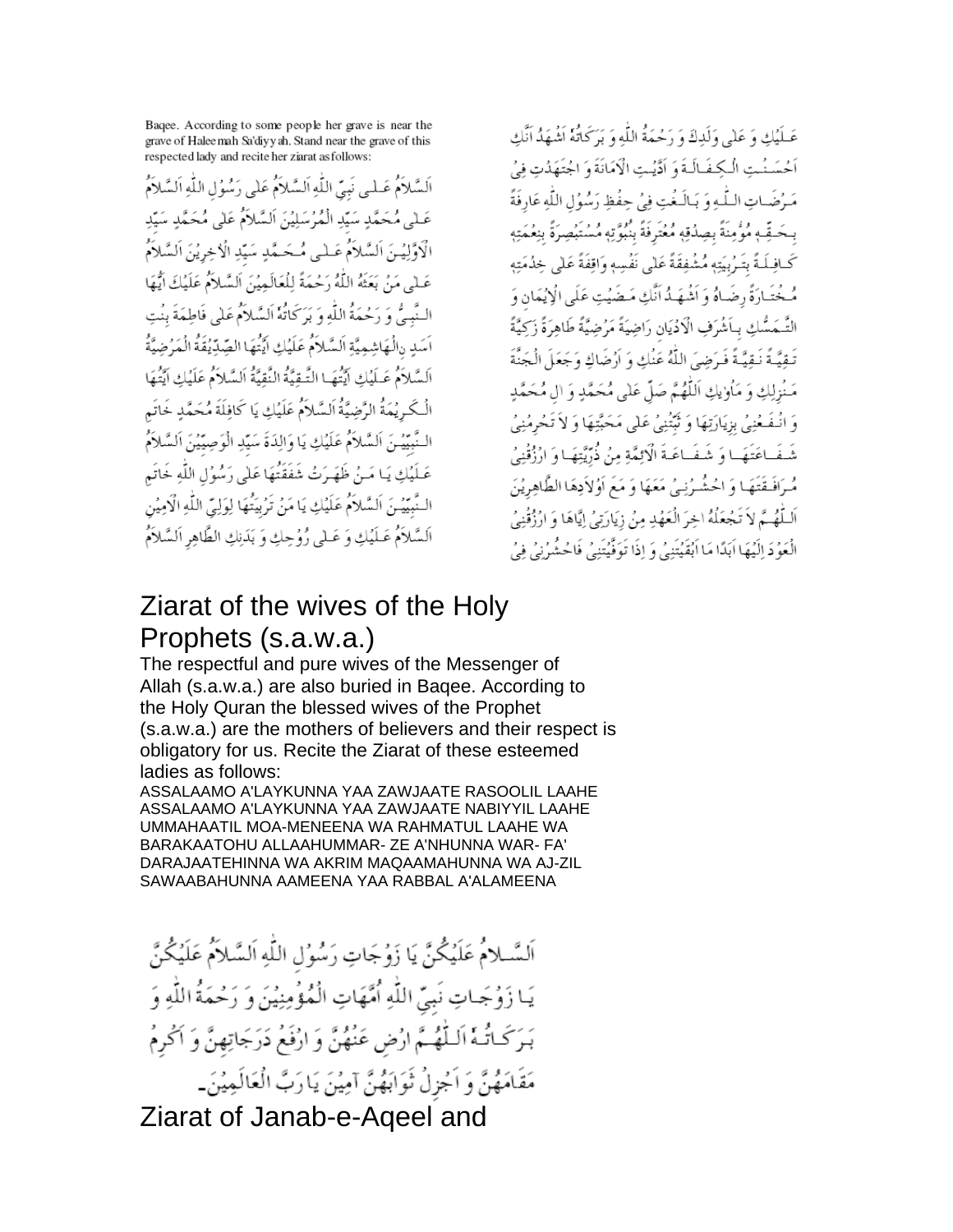Baqee. According to some people her grave is near the grave of Haleemah Sa'diyyah. Stand near the grave of this respected lady and recite her ziarat as follows:

اَلسَّلاَمُ عَلى نَبِيِّ اللّٰهِ اَلسَّلاَمُ عَلى رَسُوْلِ اللّٰهِ اَلسَّلاَمُ عَلى مُحَمَّدٍ سَيِّدِ الْمُرْسَلِيْنَ اَلسَّلاَمُ عَلى مُحَمَّدٍ سَيِّدِ الْاَوَّلِيْنَ اَلسَّلاَمُ عَلى مُحَمَّدٍ سَيِّدِ الْاٰخِرِيْنَ اَلسَّلاَمُ عَلى مَنْ بَعَثَهُ اللّٰهُ رَحْمَةً لِلْعَالَمِيْنَ اَلسَّلاَمُ عَلَيْكَ اَيُّهَا النَّبِيُّ وَ رَحْمَةُ اللّٰهِ وَ بَرَكَاتُهُ اَلسَّلاَمُ عَلى فَاطِمَةَ بِنْتِ اَسَدِ نِالْهَاشِمِيَّةِ اَلسَّلاَمُ عَلَيْكِ اَيَّتُهَا الصِّدِّيْقَةُ الْمَرْضِيَّةُ اَلسَّلاَمُ عَلَيْكِ اَيَّتُهَا التَّقِيَّةُ النَّقِيَّةُ اَلسَّلاَمُ عَلَيْكِ اَيَّتُهَا الْكَرِيْمَةُ الرَّضِيَّةُ اَلسَّلاَمُ عَلَيْكِ يَا كَافِلَةَ مُحَمَّدٍ خَاتَمِ النَّبِيِّيْنَ اَلسَّلاَمُ عَلَيْكِ يَا وَالِدَةَ سَيِّدِ الْوَصِيِّيْنَ اَلسَّلاَمُ عَلَيْكِ يَا مَنْ ظَهَرَتْ شَفَقَتُهَا عَلى رَسُوْلِ اللّٰهِ خَاتَمِ النَّبِيِّيْنَ اَلسَّلاَمُ عَلَيْكِ يَا مَنْ تَرْبِيَتُهَا لِوَلِيِّ اللّٰهِ الْاَمِيْنِ اَلسَّلاَمُ عَلَيْكِ وَ عَلى رُوْحِكِ وَ بَدَنِكِ الطَّاهِرِ اَلسَّلاَمُ عَلَيْكِ وَ عَلى وَلَدِكِ وَ رَحْمَةُ اللّٰهِ وَ بَرَكَاتُهُ اَشْهَدُ اَنَّكِ اَحْسَنْتِ الْكِفَالَةَ وَ اَدَّيْتِ الْاَمَانَةَ وَ اجْتَهَدْتِ فِيْ مَرْضَاتِ اللّٰهِ وَ بَالَغْتِ فِيْ حِفْظِ رَسُوْلِ اللّٰهِ عَارِفَةً بِحَقِّهِ مُؤْمِنَةً بِصِدْقِهِ مُعْتَرِفَةً بِنُبُوَّتِهِ مُسْتَبْصِرَةً بِنِعْمَتِهِ كَافِلَةً بِتَرْبِيَتِهِ مُشْفِقَةً عَلى نَفْسِهِ وَاقِفَةً عَلى خِدْمَتِهِ مُخْتَارَةً رِضَاهُ وَ اَشْهَدُ اَنَّكِ مَضَيْتِ عَلَى الْاِيْمَانِ وَ التَّمَسُّكِ بِاَشْرَفِ الْاَدْيَانِ رَاضِيَةً مَرْضِيَّةً طَاهِرَةً زَكِيَّةً تَقِيَّةً نَقِيَّةً فَرَضِيَ اللّٰهُ عَنْكِ وَ اَرْضَاكِ وَجَعَلَ الْجَنَّةَ مَنْزِلَكِ وَ مَاْوٰيكِ اَللّٰهُمَّ صَلِّ عَلى مُحَمَّدٍ وَ اٰلِ مُحَمَّدٍ وَ انْفَعْنِيْ بِزِيَارَتِهَا وَ ثَبِّتْنِيْ عَلى مَحَبَّتِهَا وَ لاَ تَحْرِمْنِيْ شَفَاعَتَهَا وَ شَفَاعَةَ الْاَئِمَّةِ مِنْ ذُرِّيَّتِهَا وَ ارْزُقْنِيْ مُرَافَقَتَهَا وَ احْشُرْنِيْ مَعَهَا وَ مَعَ اَوْلاَدِهَا الطَّاهِرِيْنَ اَللّٰهُمَّ لاَ تَجْعَلْهُ اٰخِرَ الْعَهْدِ مِنْ زِيَارَتِيْ اِيَّاهَا وَ ارْزُقْنِيْ الْعَوْدَ اِلَيْهَا اَبَدًا مَا اَبْقَيْتَنِيْ وَ اِذَا تَوَفَّيْتَنِيْ فَاحْشُرْنِيْ فِيْ

# Ziarat of the wives of the Holy Prophets (s.a.w.a.)

The respectful and pure wives of the Messenger of Allah (s.a.w.a.) are also buried in Baqee. According to the Holy Quran the blessed wives of the Prophet (s.a.w.a.) are the mothers of believers and their respect is obligatory for us. Recite the Ziarat of these esteemed ladies as follows:

ASSALAAMO A'LAYKUNNA YAA ZAWJAATE RASOOLIL LAAHE ASSALAAMO A'LAYKUNNA YAA ZAWJAATE NABIYYIL LAAHE UMMAHAATIL MOA-MENEENA WA RAHMATUL LAAHE WA BARAKAATOHU ALLAAHUMMAR- ZE A'NHUNNA WAR- FA' DARAJAATEHINNA WA AKRIM MAQAAMAHUNNA WA AJ-ZIL SAWAABAHUNNA AAMEENA YAA RABBAL A'ALAMEENA

اَلسَّلاَمُ عَلَيْكُنَّ يَا زَوْجَاتِ رَسُوْلِ اللّٰهِ اَلسَّلاَمُ عَلَيْكُنَّ يَا زَوْجَاتِ نَبِيِّ اللّٰهِ اُمَّهَاتِ الْمُؤْمِنِيْنَ وَ رَحْمَةُ اللّٰهِ وَ بَرَكَاتُهُ اَللّٰهُمَّ ارْضِ عَنْهُنَّ وَ ارْفَعْ دَرَجَاتِهِنَّ وَ اَكْرِمْ مَقَامَهُنَّ وَ اَجْزِلْ ثَوَابَهُنَّ آمِيْنَ يَا رَبَّ الْعَالَمِيْنَ۔

# Ziarat of Janab-e-Aqeel and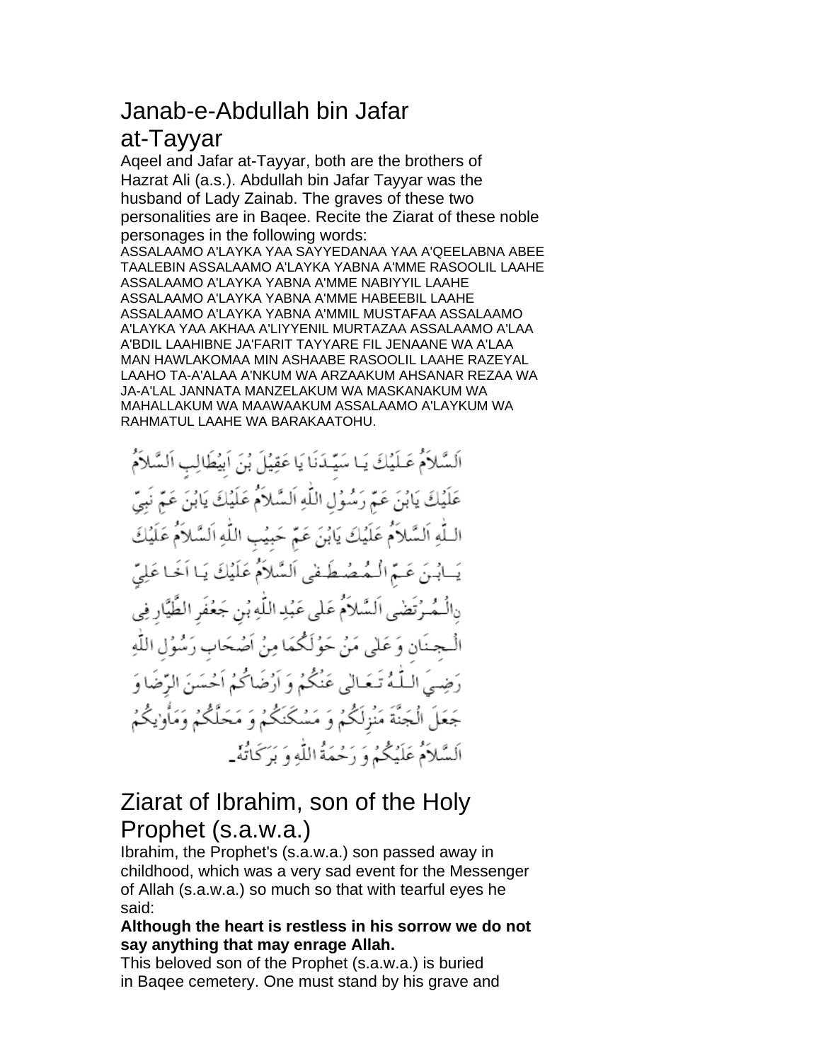## Janab-e-Abdullah bin Jafar at-Tayyar

Aqeel and Jafar at-Tayyar, both are the brothers of Hazrat Ali (a.s.). Abdullah bin Jafar Tayyar was the husband of Lady Zainab. The graves of these two personalities are in Baqee. Recite the Ziarat of these noble personages in the following words:

ASSALAAMO A'LAYKA YAA SAYYEDANAA YAA A'QEELABNA ABEE TAALEBIN ASSALAAMO A'LAYKA YABNA A'MME RASOOLIL LAAHE ASSALAAMO A'LAYKA YABNA A'MME NABIYYIL LAAHE ASSALAAMO A'LAYKA YABNA A'MME HABEEBIL LAAHE ASSALAAMO A'LAYKA YABNA A'MMIL MUSTAFAA ASSALAAMO A'LAYKA YAA AKHAA A'LIYYENIL MURTAZAA ASSALAAMO A'LAA A'BDIL LAAHIBNE JA'FARIT TAYYARE FIL JENAANE WA A'LAA MAN HAWLAKOMAA MIN ASHAABE RASOOLIL LAAHE RAZEYAL LAAHO TA-A'ALAA A'NKUM WA ARZAAKUM AHSANAR REZAA WA JA-A'LAL JANNATA MANZELAKUM WA MASKANAKUM WA MAHALLAKUM WA MAAWAAKUM ASSALAAMO A'LAYKUM WA RAHMATUL LAAHE WA BARAKAATOHU.

اَلسَّلاَمُ عَلَيْكَ يَا سَيِّدَنَا يَا عَقِيْلَ بْنَ اَبِيْطَالِبٍ اَلسَّلاَمُ عَلَيْكَ يَابْنَ عَمِّ رَسُوْلِ اللّٰهِ اَلسَّلاَمُ عَلَيْكَ يَابْنَ عَمِّ نَبِيِّ اللّٰهِ اَلسَّلاَمُ عَلَيْكَ يَابْنَ عَمِّ حَبِيْبِ اللّٰهِ اَلسَّلاَمُ عَلَيْكَ يَابْنَ عَمِّ الْمُصْطَفٰى اَلسَّلاَمُ عَلَيْكَ يَا اَخَا عَلِيِّ نِالْمُرْتَضٰى اَلسَّلاَمُ عَلٰى عَبْدِ اللّٰهِ بْنِ جَعْفَرِ الطَّيَّارِ فِى الْجِنَانِ وَ عَلٰى مَنْ حَوْلَكُمَا مِنْ اَصْحَابِ رَسُوْلِ اللّٰهِ رَضِيَ اللّٰهُ تَعَالٰى عَنْكُمْ وَ اَرْضَاكُمْ اَحْسَنَ الرِّضَا وَ جَعَلَ الْجَنَّةَ مَنْزِلَكُمْ وَ مَسْكَنَكُمْ وَ مَحَلَّكُمْ وَمَأْوٰيكُمْ اَلسَّلاَمُ عَلَيْكُمْ وَ رَحْمَةُ اللّٰهِ وَ بَرَكَاتُهٗ۔

## Ziarat of Ibrahim, son of the Holy Prophet (s.a.w.a.)

Ibrahim, the Prophet's (s.a.w.a.) son passed away in childhood, which was a very sad event for the Messenger of Allah (s.a.w.a.) so much so that with tearful eyes he said:

**Although the heart is restless in his sorrow we do not say anything that may enrage Allah.**

This beloved son of the Prophet (s.a.w.a.) is buried in Baqee cemetery. One must stand by his grave and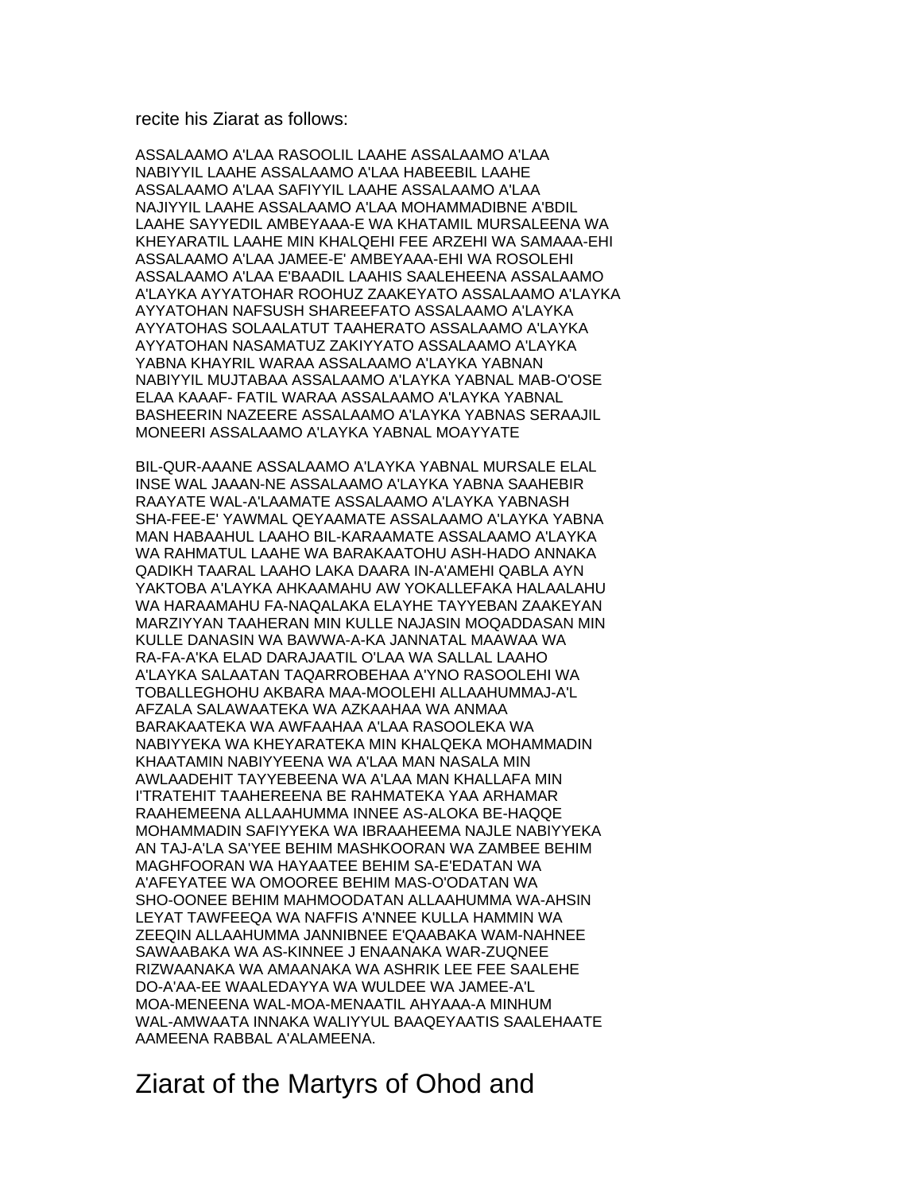recite his Ziarat as follows:

ASSALAAMO A'LAA RASOOLIL LAAHE ASSALAAMO A'LAA NABIYYIL LAAHE ASSALAAMO A'LAA HABEEBIL LAAHE ASSALAAMO A'LAA SAFIYYIL LAAHE ASSALAAMO A'LAA NAJIYYIL LAAHE ASSALAAMO A'LAA MOHAMMADIBNE A'BDIL LAAHE SAYYEDIL AMBEYAAA-E WA KHATAMIL MURSALEENA WA KHEYARATIL LAAHE MIN KHALQEHI FEE ARZEHI WA SAMAAA-EHI ASSALAAMO A'LAA JAMEE-E' AMBEYAAA-EHI WA ROSOLEHI ASSALAAMO A'LAA E'BAADIL LAAHIS SAALEHEENA ASSALAAMO A'LAYKA AYYATOHAR ROOHUZ ZAAKEYATO ASSALAAMO A'LAYKA AYYATOHAN NAFSUSH SHAREEFATO ASSALAAMO A'LAYKA AYYATOHAS SOLAALATUT TAAHERATO ASSALAAMO A'LAYKA AYYATOHAN NASAMATUZ ZAKIYYATO ASSALAAMO A'LAYKA YABNA KHAYRIL WARAA ASSALAAMO A'LAYKA YABNAN NABIYYIL MUJTABAA ASSALAAMO A'LAYKA YABNAL MAB-O'OSE ELAA KAAAF- FATIL WARAA ASSALAAMO A'LAYKA YABNAL BASHEERIN NAZEERE ASSALAAMO A'LAYKA YABNAS SERAAJIL MONEERI ASSALAAMO A'LAYKA YABNAL MOAYYATE

BIL-QUR-AAANE ASSALAAMO A'LAYKA YABNAL MURSALE ELAL INSE WAL JAAAN-NE ASSALAAMO A'LAYKA YABNA SAAHEBIR RAAYATE WAL-A'LAAMATE ASSALAAMO A'LAYKA YABNASH SHA-FEE-E' YAWMAL QEYAAMATE ASSALAAMO A'LAYKA YABNA MAN HABAAHUL LAAHO BIL-KARAAMATE ASSALAAMO A'LAYKA WA RAHMATUL LAAHE WA BARAKAATOHU ASH-HADO ANNAKA QADIKH TAARAL LAAHO LAKA DAARA IN-A'AMEHI QABLA AYN YAKTOBA A'LAYKA AHKAAMAHU AW YOKALLEFAKA HALAALAHU WA HARAAMAHU FA-NAQALAKA ELAYHE TAYYEBAN ZAAKEYAN MARZIYYAN TAAHERAN MIN KULLE NAJASIN MOQADDASAN MIN KULLE DANASIN WA BAWWA-A-KA JANNATAL MAAWAA WA RA-FA-A'KA ELAD DARAJAATIL O'LAA WA SALLAL LAAHO A'LAYKA SALAATAN TAQARROBEHAA A'YNO RASOOLEHI WA TOBALLEGHOHU AKBARA MAA-MOOLEHI ALLAAHUMMAJ-A'L AFZALA SALAWAATEKA WA AZKAAHAA WA ANMAA BARAKAATEKA WA AWFAAHAA A'LAA RASOOLEKA WA NABIYYEKA WA KHEYARATEKA MIN KHALQEKA MOHAMMADIN KHAATAMIN NABIYYEENA WA A'LAA MAN NASALA MIN AWLAADEHIT TAYYEBEENA WA A'LAA MAN KHALLAFA MIN I'TRATEHIT TAAHEREENA BE RAHMATEKA YAA ARHAMAR RAAHEMEENA ALLAAHUMMA INNEE AS-ALOKA BE-HAQQE MOHAMMADIN SAFIYYEKA WA IBRAAHEEMA NAJLE NABIYYEKA AN TAJ-A'LA SA'YEE BEHIM MASHKOORAN WA ZAMBEE BEHIM MAGHFOORAN WA HAYAATEE BEHIM SA-E'EDATAN WA A'AFEYATEE WA OMOOREE BEHIM MAS-O'ODATAN WA SHO-OONEE BEHIM MAHMOODATAN ALLAAHUMMA WA-AHSIN LEYAT TAWFEEQA WA NAFFIS A'NNEE KULLA HAMMIN WA ZEEQIN ALLAAHUMMA JANNIBNEE E'QAABAKA WAM-NAHNEE SAWAABAKA WA AS-KINNEE J ENAANAKA WAR-ZUQNEE RIZWAANAKA WA AMAANAKA WA ASHRIK LEE FEE SAALEHE DO-A'AA-EE WAALEDAYYA WA WULDEE WA JAMEE-A'L MOA-MENEENA WAL-MOA-MENAATIL AHYAAA-A MINHUM WAL-AMWAATA INNAKA WALIYYUL BAAQEYAATIS SAALEHAATE AAMEENA RABBAL A'ALAMEENA.

# Ziarat of the Martyrs of Ohod and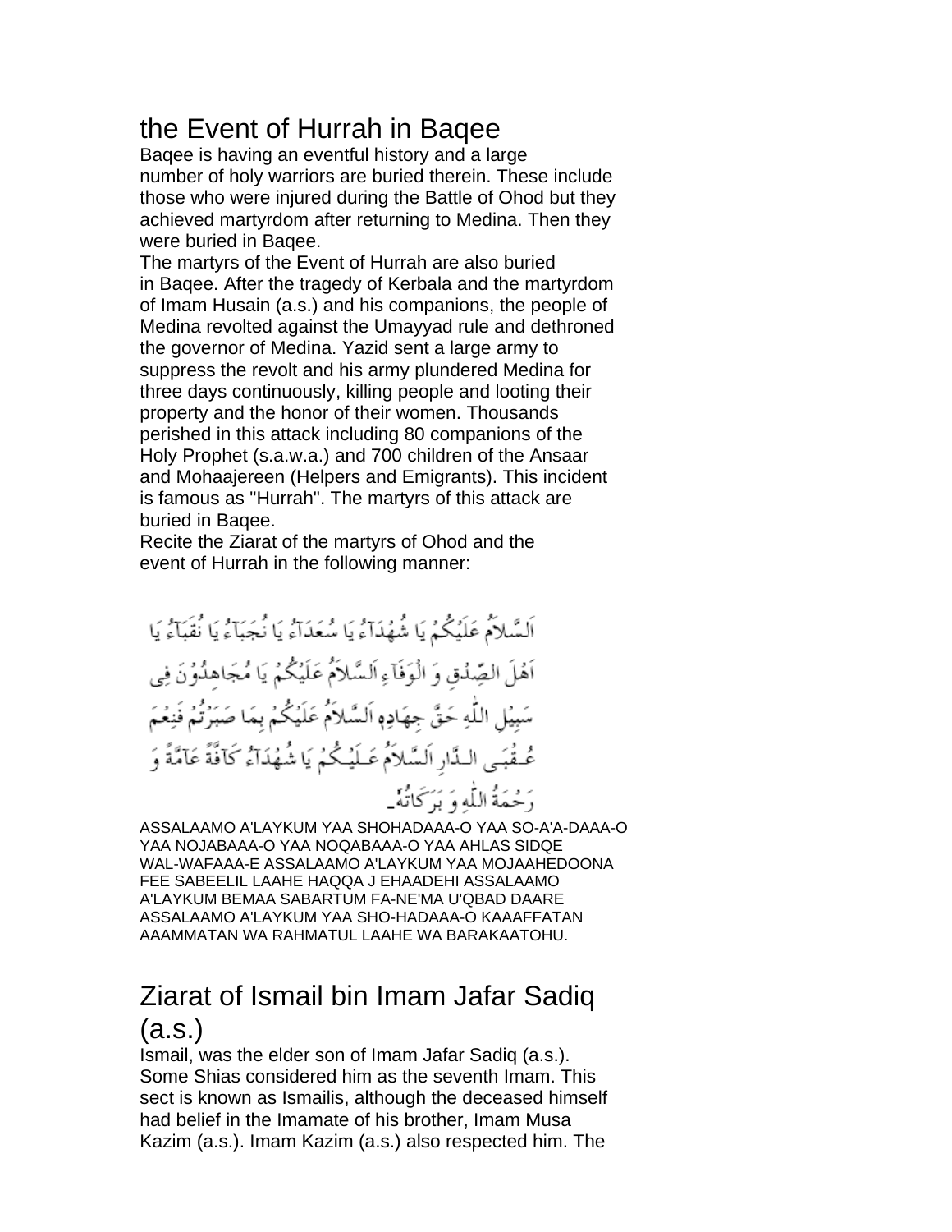## the Event of Hurrah in Baqee

Baqee is having an eventful history and a large number of holy warriors are buried therein. These include those who were injured during the Battle of Ohod but they achieved martyrdom after returning to Medina. Then they were buried in Baqee.

The martyrs of the Event of Hurrah are also buried in Baqee. After the tragedy of Kerbala and the martyrdom of Imam Husain (a.s.) and his companions, the people of Medina revolted against the Umayyad rule and dethroned the governor of Medina. Yazid sent a large army to suppress the revolt and his army plundered Medina for three days continuously, killing people and looting their property and the honor of their women. Thousands perished in this attack including 80 companions of the Holy Prophet (s.a.w.a.) and 700 children of the Ansaar and Mohaajereen (Helpers and Emigrants). This incident is famous as "Hurrah". The martyrs of this attack are buried in Baqee.

Recite the Ziarat of the martyrs of Ohod and the event of Hurrah in the following manner:

اَلسَّلاَمُ عَلَيْكُمْ يَا شُهَدَآءُ يَا سُعَدَآءُ يَا نُجَبَآءُ يَا نُقَبَآءُ يَا اَهْلَ الصِّدْقِ وَ الْوَفَآءِ اَلسَّلاَمُ عَلَيْكُمْ يَا مُجَاهِدُوْنَ فِى سَبِيْلِ اللّٰهِ حَقَّ جِهَادِهٖ اَلسَّلاَمُ عَلَيْكُمْ بِمَا صَبَرْتُمْ فَنِعْمَ عُقْبَى الدَّارِ اَلسَّلاَمُ عَلَيْكُمْ يَا شُهَدَآءُ كَآفَّةً عَآمَّةً وَ رَحْمَةُ اللّٰهِ وَ بَرَكَاتُهٗ۔

ASSALAAMO A'LAYKUM YAA SHOHADAAA-O YAA SO-A'A-DAAA-O YAA NOJABAAA-O YAA NOQABAAA-O YAA AHLAS SIDQE WAL-WAFAAA-E ASSALAAMO A'LAYKUM YAA MOJAAHEDOONA FEE SABEELIL LAAHE HAQQA J EHAADEHI ASSALAAMO A'LAYKUM BEMAA SABARTUM FA-NE'MA U'QBAD DAARE ASSALAAMO A'LAYKUM YAA SHO-HADAAA-O KAAAFFATAN AAAMMATAN WA RAHMATUL LAAHE WA BARAKAATOHU.

## Ziarat of Ismail bin Imam Jafar Sadiq (a.s.)

Ismail, was the elder son of Imam Jafar Sadiq (a.s.). Some Shias considered him as the seventh Imam. This sect is known as Ismailis, although the deceased himself had belief in the Imamate of his brother, Imam Musa Kazim (a.s.). Imam Kazim (a.s.) also respected him. The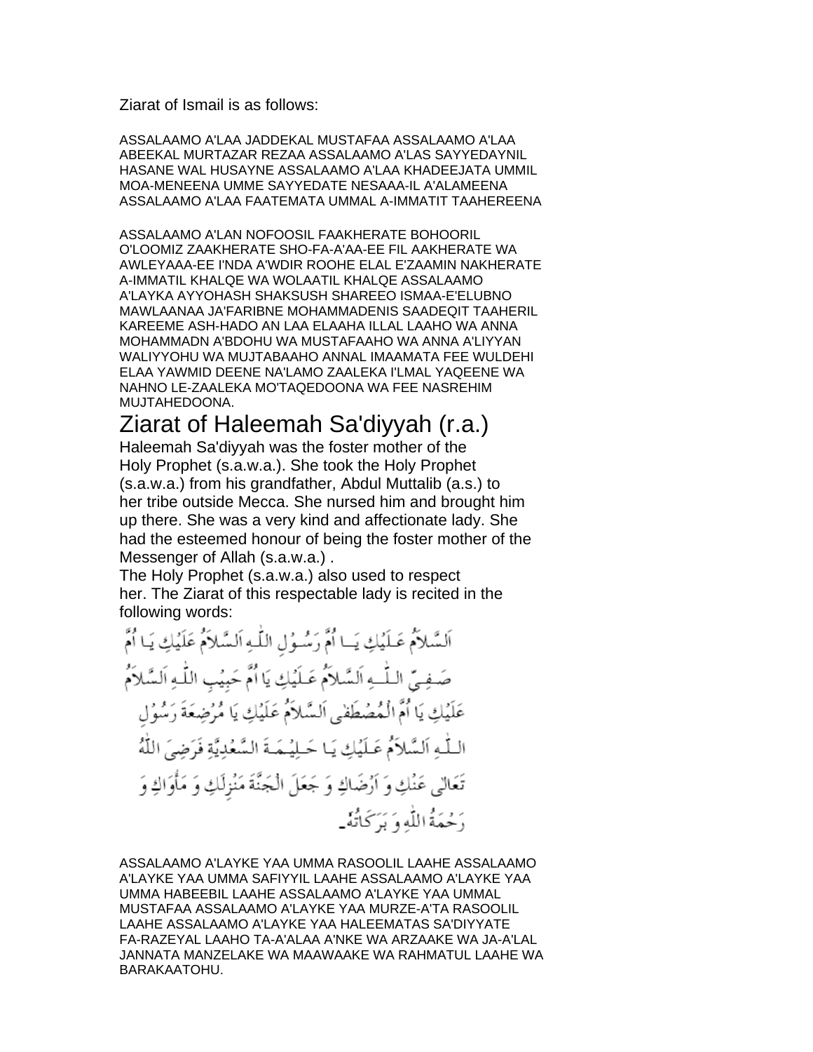Ziarat of Ismail is as follows:

ASSALAAMO A'LAA JADDEKAL MUSTAFAA ASSALAAMO A'LAA ABEEKAL MURTAZAR REZAA ASSALAAMO A'LAS SAYYEDAYNIL HASANE WAL HUSAYNE ASSALAAMO A'LAA KHADEEJATA UMMIL MOA-MENEENA UMME SAYYEDATE NESAAA-IL A'ALAMEENA ASSALAAMO A'LAA FAATEMATA UMMAL A-IMMATIT TAAHEREENA

ASSALAAMO A'LAN NOFOOSIL FAAKHERATE BOHOORIL O'LOOMIZ ZAAKHERATE SHO-FA-A'AA-EE FIL AAKHERATE WA AWLEYAAA-EE I'NDA A'WDIR ROOHE ELAL E'ZAAMIN NAKHERATE A-IMMATIL KHALQE WA WOLAATIL KHALQE ASSALAAMO A'LAYKA AYYOHASH SHAKSUSH SHAREEO ISMAA-E'ELUBNO MAWLAANAA JA'FARIBNE MOHAMMADENIS SAADEQIT TAAHERIL KAREEME ASH-HADO AN LAA ELAAHA ILLAL LAAHO WA ANNA MOHAMMADN A'BDOHU WA MUSTAFAAHO WA ANNA A'LIYYAN WALIYYOHU WA MUJTABAAHO ANNAL IMAAMATA FEE WULDEHI ELAA YAWMID DEENE NA'LAMO ZAALEKA I'LMAL YAQEENE WA NAHNO LE-ZAALEKA MO'TAQEDOONA WA FEE NASREHIM MUJTAHEDOONA.

# Ziarat of Haleemah Sa'diyyah (r.a.)

Haleemah Sa'diyyah was the foster mother of the Holy Prophet (s.a.w.a.). She took the Holy Prophet (s.a.w.a.) from his grandfather, Abdul Muttalib (a.s.) to her tribe outside Mecca. She nursed him and brought him up there. She was a very kind and affectionate lady. She had the esteemed honour of being the foster mother of the Messenger of Allah (s.a.w.a.) .

The Holy Prophet (s.a.w.a.) also used to respect her. The Ziarat of this respectable lady is recited in the following words:

اَلسَّلاَمُ عَلَيْكِ يَا اُمَّ رَسُوْلِ اللّٰهِ اَلسَّلاَمُ عَلَيْكِ يَا اُمَّ صَفِيِّ اللّٰهِ اَلسَّلاَمُ عَلَيْكِ يَا اُمَّ حَبِيْبِ اللّٰهِ اَلسَّلاَمُ عَلَيْكِ يَا اُمَّ الْمُصْطَفٰى اَلسَّلاَمُ عَلَيْكِ يَا مُرْضِعَةَ رَسُوْلِ اللّٰهِ اَلسَّلاَمُ عَلَيْكِ يَا حَلِيْمَةَ السَّعْدِيَّةِ فَرَضِيَ اللّٰهُ تَعَالٰى عَنْكِ وَ اَرْضَاكِ وَ جَعَلَ الْجَنَّةَ مَنْزِلَكِ وَ مَأْوَاكِ وَ رَحْمَةُ اللّٰهِ وَ بَرَكَاتُهٗ۔

ASSALAAMO A'LAYKE YAA UMMA RASOOLIL LAAHE ASSALAAMO A'LAYKE YAA UMMA SAFIYYIL LAAHE ASSALAAMO A'LAYKE YAA UMMA HABEEBIL LAAHE ASSALAAMO A'LAYKE YAA UMMAL MUSTAFAA ASSALAAMO A'LAYKE YAA MURZE-A'TA RASOOLIL LAAHE ASSALAAMO A'LAYKE YAA HALEEMATAS SA'DIYYATE FA-RAZEYAL LAAHO TA-A'ALAA A'NKE WA ARZAAKE WA JA-A'LAL JANNATA MANZELAKE WA MAAWAAKE WA RAHMATUL LAAHE WA BARAKAATOHU.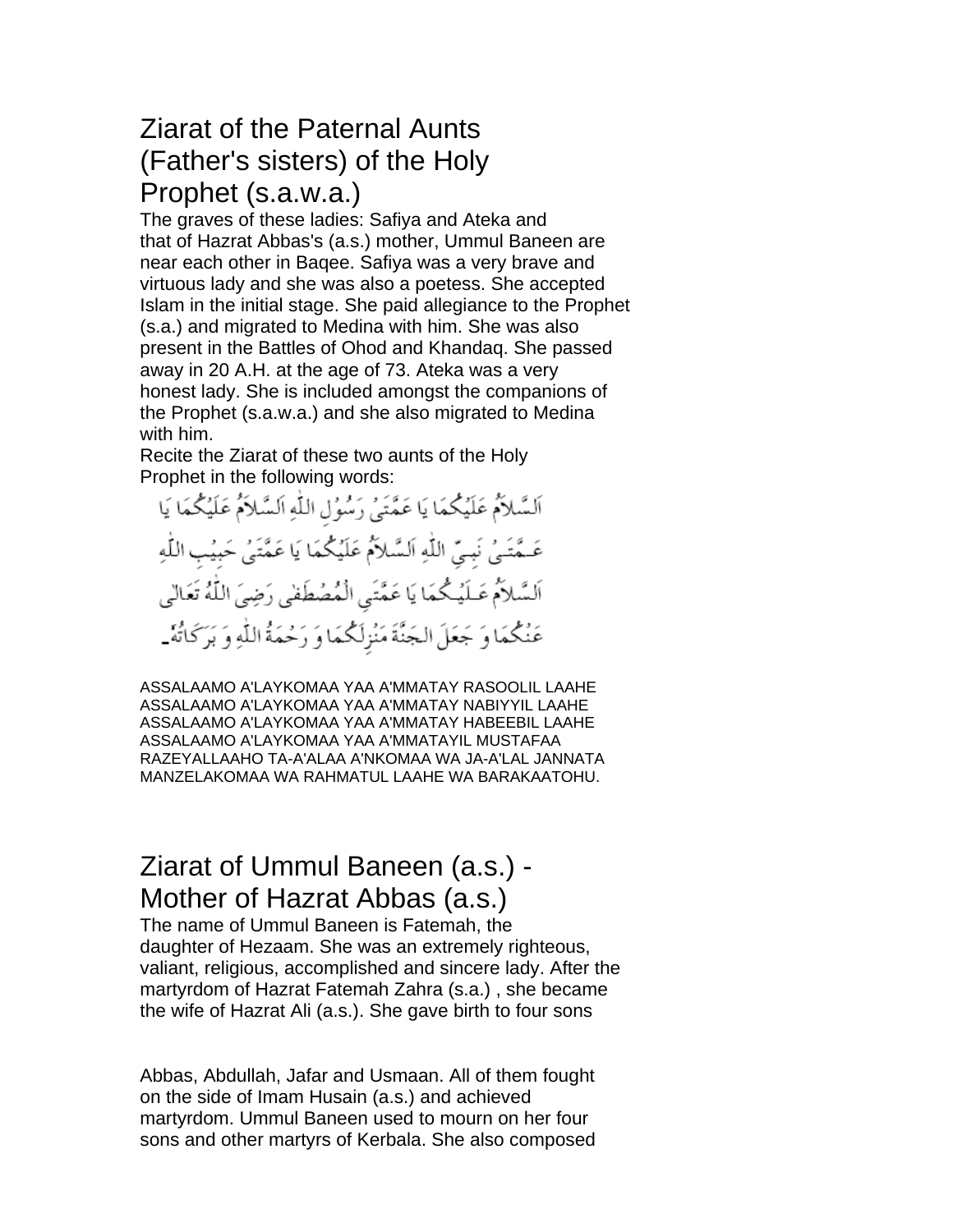# Ziarat of the Paternal Aunts (Father's sisters) of the Holy Prophet (s.a.w.a.)

The graves of these ladies: Safiya and Ateka and that of Hazrat Abbas's (a.s.) mother, Ummul Baneen are near each other in Baqee. Safiya was a very brave and virtuous lady and she was also a poetess. She accepted Islam in the initial stage. She paid allegiance to the Prophet (s.a.) and migrated to Medina with him. She was also present in the Battles of Ohod and Khandaq. She passed away in 20 A.H. at the age of 73. Ateka was a very honest lady. She is included amongst the companions of the Prophet (s.a.w.a.) and she also migrated to Medina with him.

Recite the Ziarat of these two aunts of the Holy Prophet in the following words:

اَلسَّلاَمُ عَلَيْكُمَا يَا عَمَّتَىْ رَسُوْلِ اللّٰهِ اَلسَّلاَمُ عَلَيْكُمَا يَا عَمَّتَىْ نَبِيِّ اللّٰهِ اَلسَّلاَمُ عَلَيْكُمَا يَا عَمَّتَىْ حَبِيْبِ اللّٰهِ اَلسَّلاَمُ عَلَيْكُمَا يَا عَمَّتَىِ الْمُصْطَفٰى رَضِيَ اللّٰهُ تَعَالٰى عَنْكُمَا وَ جَعَلَ الجَنَّةَ مَنْزِلَكُمَا وَ رَحْمَةُ اللّٰهِ وَ بَرَكَاتُهٗ۔

ASSALAAMO A'LAYKOMAA YAA A'MMATAY RASOOLIL LAAHE ASSALAAMO A'LAYKOMAA YAA A'MMATAY NABIYYIL LAAHE ASSALAAMO A'LAYKOMAA YAA A'MMATAY HABEEBIL LAAHE ASSALAAMO A'LAYKOMAA YAA A'MMATAYIL MUSTAFAA RAZEYALLAAHO TA-A'ALAA A'NKOMAA WA JA-A'LAL JANNATA MANZELAKOMAA WA RAHMATUL LAAHE WA BARAKAATOHU.

# Ziarat of Ummul Baneen (a.s.) - Mother of Hazrat Abbas (a.s.)

The name of Ummul Baneen is Fatemah, the daughter of Hezaam. She was an extremely righteous, valiant, religious, accomplished and sincere lady. After the martyrdom of Hazrat Fatemah Zahra (s.a.) , she became the wife of Hazrat Ali (a.s.). She gave birth to four sons

Abbas, Abdullah, Jafar and Usmaan. All of them fought on the side of Imam Husain (a.s.) and achieved martyrdom. Ummul Baneen used to mourn on her four sons and other martyrs of Kerbala. She also composed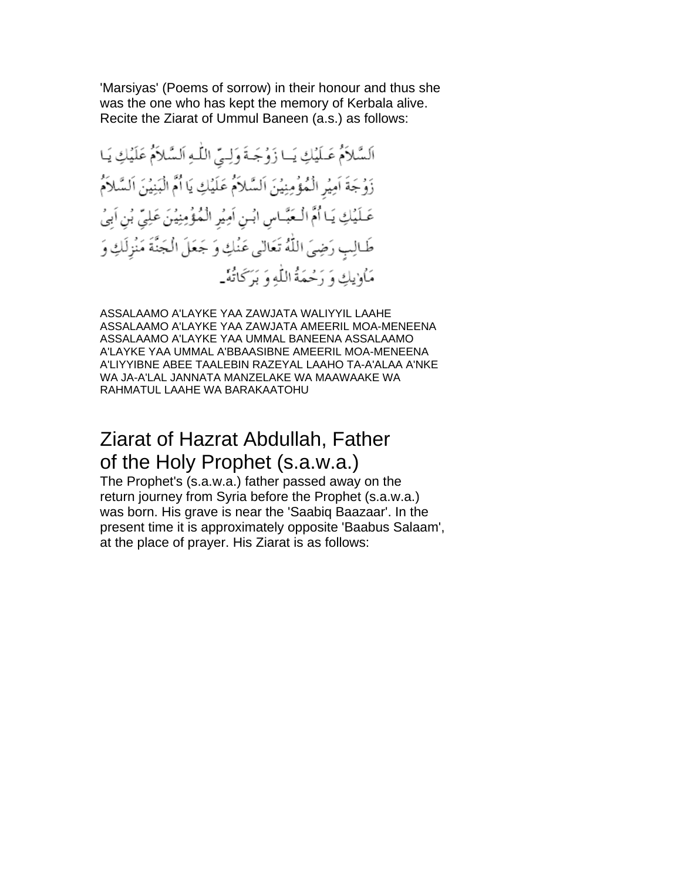'Marsiyas' (Poems of sorrow) in their honour and thus she was the one who has kept the memory of Kerbala alive. Recite the Ziarat of Ummul Baneen (a.s.) as follows:

اَلسَّلاَمُ عَلَيْكِ يَا زَوْجَةَ وَلِيِّ اللّٰهِ اَلسَّلاَمُ عَلَيْكِ يَا زَوْجَةَ اَمِيرِ الْمُؤْمِنِيْنَ اَلسَّلاَمُ عَلَيْكِ يَا اُمَّ الْبَنِيْنَ اَلسَّلاَمُ عَلَيْكِ يَا اُمَّ الْعَبَّاسِ ابْنِ اَمِيرِ الْمُؤْمِنِيْنَ عَلِيِّ بْنِ اَبِىْ طَالِبٍ رَضِيَ اللّٰهُ تَعَالٰى عَنْكِ وَ جَعَلَ الْجَنَّةَ مَنْزِلَكِ وَ مَاْوٰيكِ وَ رَحْمَةُ اللّٰهِ وَ بَرَكَاتُهٗ۔

ASSALAAMO A'LAYKE YAA ZAWJATA WALIYYIL LAAHE ASSALAAMO A'LAYKE YAA ZAWJATA AMEERIL MOA-MENEENA ASSALAAMO A'LAYKE YAA UMMAL BANEENA ASSALAAMO A'LAYKE YAA UMMAL A'BBAASIBNE AMEERIL MOA-MENEENA A'LIYYIBNE ABEE TAALEBIN RAZEYAL LAAHO TA-A'ALAA A'NKE WA JA-A'LAL JANNATA MANZELAKE WA MAAWAAKE WA RAHMATUL LAAHE WA BARAKAATOHU

## Ziarat of Hazrat Abdullah, Father of the Holy Prophet (s.a.w.a.)

The Prophet's (s.a.w.a.) father passed away on the return journey from Syria before the Prophet (s.a.w.a.) was born. His grave is near the 'Saabiq Baazaar'. In the present time it is approximately opposite 'Baabus Salaam', at the place of prayer. His Ziarat is as follows: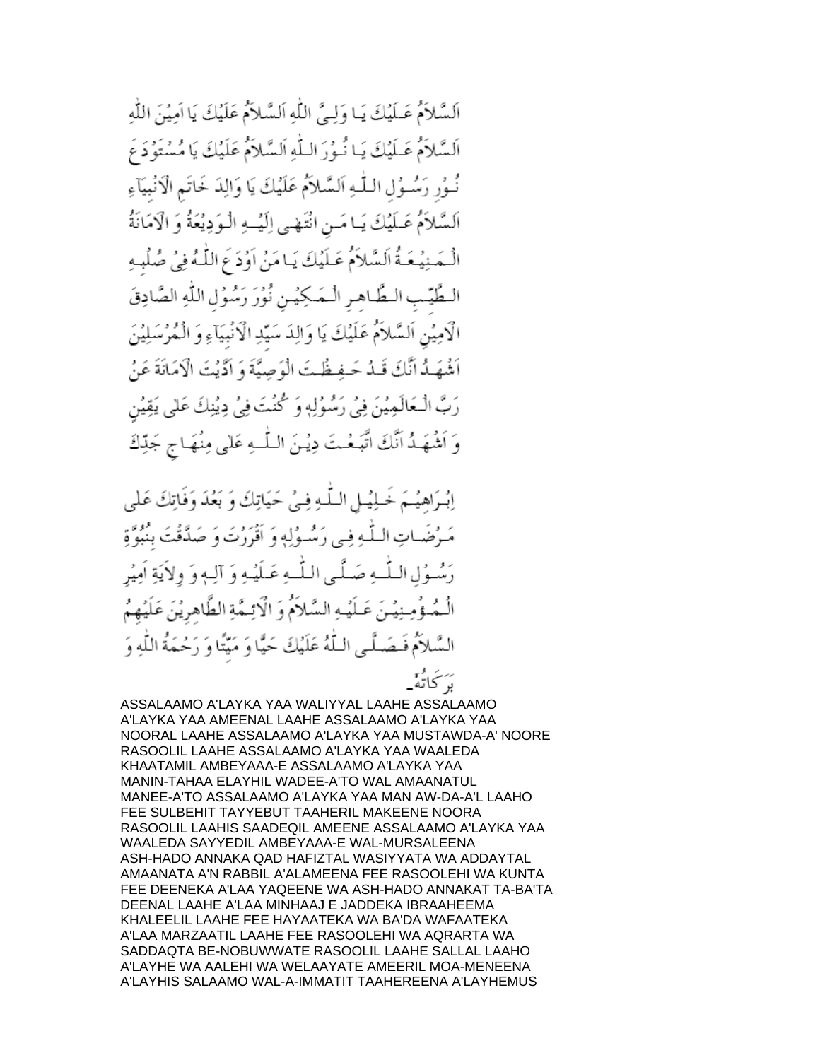اَلسَّلاَمُ عَـلَيْكَ يَـا وَلِـيَّ اللّٰهِ اَلسَّلاَمُ عَلَيْكَ يَا اَمِيْنَ اللّٰهِ
اَلسَّلاَمُ عَـلَيْكَ يَـا نُـوْرَ الـلّٰـهِ اَلسَّلاَمُ عَلَيْكَ يَا مُسْتَوْدَعَ
نُـوْرِ رَسُـوْلِ الـلّٰـهِ اَلسَّلاَمُ عَلَيْكَ يَا وَالِدَ خَاتَمِ الْاَنْبِيَآءِ
اَلسَّلاَمُ عَـلَيْكَ يَـا مَـنِ انْتَهٰـى اِلَيْــهِ الْـوَدِيْعَةُ وَ الْاَمَانَةُ
الْـمَـنِيْـعَـةُ اَلسَّلاَمُ عَـلَيْكَ يَـا مَنْ اَوْدَعَ اللّٰـهُ فِيْ صُلْبِـهِ
الـطَّيِّـبِ الـطَّـاهِـرِ الْـمَـكِيْـنِ نُوْرَ رَسُوْلِ اللّٰهِ الصَّادِقَ
الْاَمِيْنِ اَلسَّلاَمُ عَلَيْكَ يَا وَالِدَ سَيِّدِ الْاَنْبِيَآءِ وَ الْمُرْسَلِيْنَ
اَشْهَـدُ اَنَّكَ قَـدْ حَـفِـظْـتَ الْوَصِيَّةَ وَ اَدَّيْتَ الْاَمَانَةَ عَنْ
رَبِّ الْـعَالَمِيْنَ فِيْ رَسُوْلِهٖ وَ كُنْتَ فِيْ دِيْنِكَ عَلٰى يَقِيْنٍ
وَ اَشْهَـدُ اَنَّكَ اتَّبَـعْـتَ دِيْـنَ الـلّٰــهِ عَلٰى مِنْهَـاجِ جَدِّكَ

اِبْـرَاهِيْـمَ خَـلِيْـلِ الـلّٰـهِ فِـيْ حَيَاتِكَ وَ بَعْدَ وَفَاتِكَ عَلٰى
مَـرْضَـاتِ الـلّٰـهِ فِـى رَسُـوْلِهٖ وَ اَقْرَرْتَ وَ صَدَّقْتَ بِنُبُوَّةِ
رَسُـوْلِ الـلّٰــهِ صَـلَّـى الـلّٰــهُ عَـلَيْـهِ وَ آلِـهٖ وَ وِلاَيَةِ اَمِيْرِ
الْـمُـؤْمِـنِيْـنَ عَـلَيْـهِ السَّلاَمُ وَ الْاَئِـمَّةِ الطَّاهِرِيْنَ عَلَيْهِمُ
السَّلاَمُ فَـصَـلَّـى الـلّٰهُ عَلَيْكَ حَيًّا وَ مَيِّتًا وَ رَحْمَةُ اللّٰهِ وَ
بَرَكَاتُهٗ۔

ASSALAAMO A'LAYKA YAA WALIYYAL LAAHE ASSALAAMO A'LAYKA YAA AMEENAL LAAHE ASSALAAMO A'LAYKA YAA NOORAL LAAHE ASSALAAMO A'LAYKA YAA MUSTAWDA-A' NOORE RASOOLIL LAAHE ASSALAAMO A'LAYKA YAA WAALEDA KHAATAMIL AMBEYAAA-E ASSALAAMO A'LAYKA YAA MANIN-TAHAA ELAYHIL WADEE-A'TO WAL AMAANATUL MANEE-A'TO ASSALAAMO A'LAYKA YAA MAN AW-DA-A'L LAAHO FEE SULBEHIT TAYYEBUT TAAHERIL MAKEENE NOORA RASOOLIL LAAHIS SAADEQIL AMEENE ASSALAAMO A'LAYKA YAA WAALEDA SAYYEDIL AMBEYAAA-E WAL-MURSALEENA ASH-HADO ANNAKA QAD HAFIZTAL WASIYYATA WA ADDAYTAL AMAANATA A'N RABBIL A'ALAMEENA FEE RASOOLEHI WA KUNTA FEE DEENEKA A'LAA YAQEENE WA ASH-HADO ANNAKAT TA-BA'TA DEENAL LAAHE A'LAA MINHAAJ E JADDEKA IBRAAHEEMA KHALEELIL LAAHE FEE HAYAATEKA WA BA'DA WAFAATEKA A'LAA MARZAATIL LAAHE FEE RASOOLEHI WA AQRARTA WA SADDAQTA BE-NOBUWWATE RASOOLIL LAAHE SALLAL LAAHO A'LAYHE WA AALEHI WA WELAAYATE AMEERIL MOA-MENEENA A'LAYHIS SALAAMO WAL-A-IMMATIT TAAHEREENA A'LAYHEMUS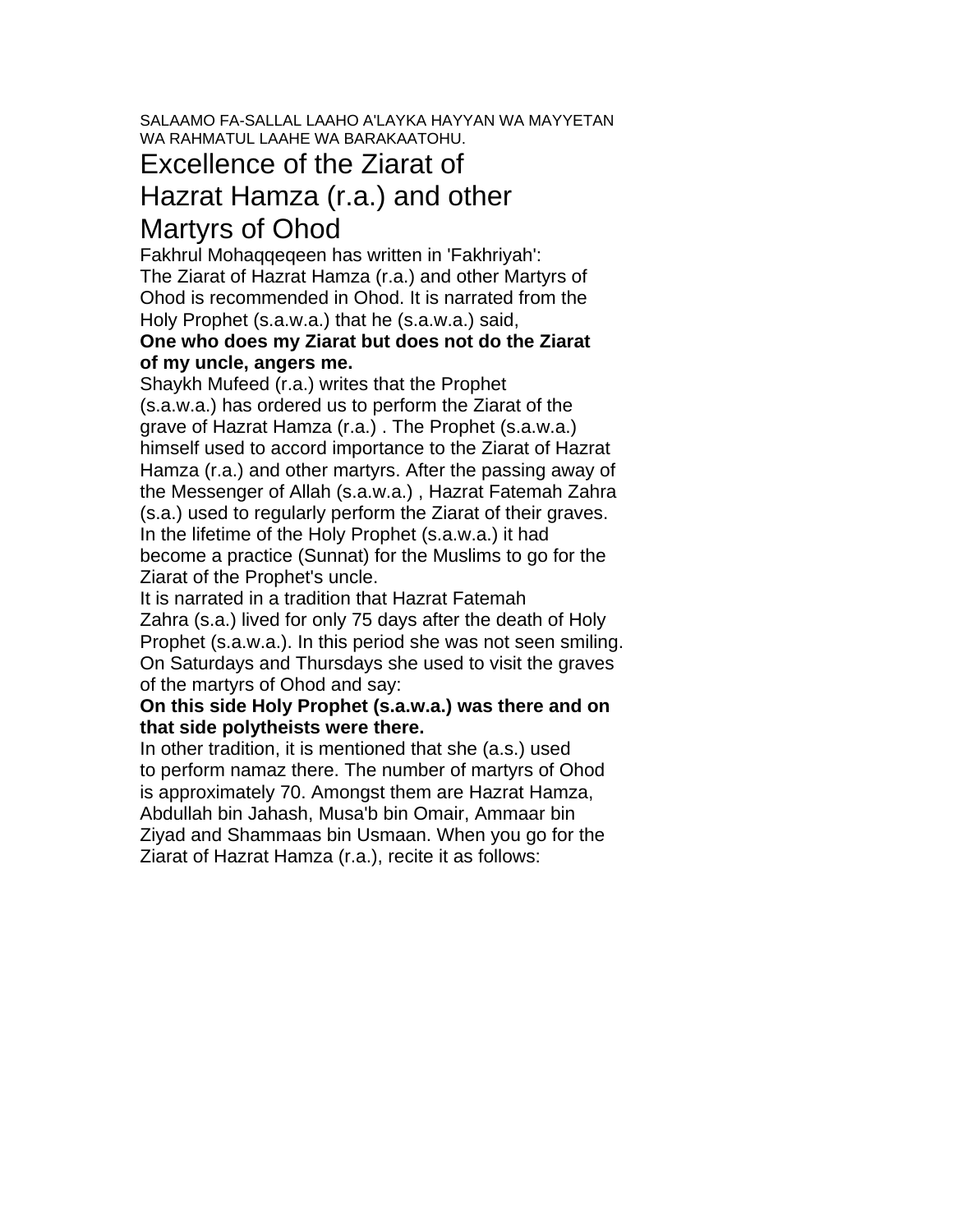SALAAMO FA-SALLAL LAAHO A'LAYKA HAYYAN WA MAYYETAN WA RAHMATUL LAAHE WA BARAKAATOHU.

# Excellence of the Ziarat of Hazrat Hamza (r.a.) and other Martyrs of Ohod

Fakhrul Mohaqqeqeen has written in 'Fakhriyah':

The Ziarat of Hazrat Hamza (r.a.) and other Martyrs of Ohod is recommended in Ohod. It is narrated from the Holy Prophet (s.a.w.a.) that he (s.a.w.a.) said,

**One who does my Ziarat but does not do the Ziarat of my uncle, angers me.**

Shaykh Mufeed (r.a.) writes that the Prophet (s.a.w.a.) has ordered us to perform the Ziarat of the grave of Hazrat Hamza (r.a.) . The Prophet (s.a.w.a.) himself used to accord importance to the Ziarat of Hazrat Hamza (r.a.) and other martyrs. After the passing away of the Messenger of Allah (s.a.w.a.) , Hazrat Fatemah Zahra (s.a.) used to regularly perform the Ziarat of their graves. In the lifetime of the Holy Prophet (s.a.w.a.) it had become a practice (Sunnat) for the Muslims to go for the Ziarat of the Prophet's uncle.

It is narrated in a tradition that Hazrat Fatemah Zahra (s.a.) lived for only 75 days after the death of Holy Prophet (s.a.w.a.). In this period she was not seen smiling. On Saturdays and Thursdays she used to visit the graves of the martyrs of Ohod and say:

**On this side Holy Prophet (s.a.w.a.) was there and on that side polytheists were there.**

In other tradition, it is mentioned that she (a.s.) used to perform namaz there. The number of martyrs of Ohod is approximately 70. Amongst them are Hazrat Hamza, Abdullah bin Jahash, Musa'b bin Omair, Ammaar bin Ziyad and Shammaas bin Usmaan. When you go for the Ziarat of Hazrat Hamza (r.a.), recite it as follows: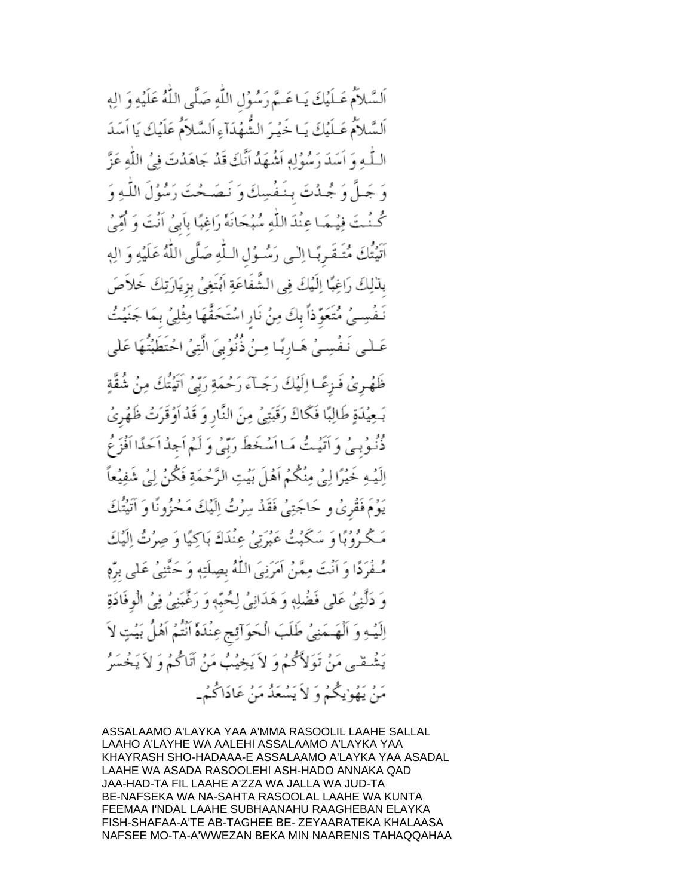اَلسَّلاَمُ عَلَيْكَ يَا عَمَّ رَسُوْلِ اللّٰهِ صَلَّى اللّٰهُ عَلَيْهِ وَ اٰلِهٖ
اَلسَّلاَمُ عَلَيْكَ يَا خَيْرَ الشُّهَدَآءِ اَلسَّلاَمُ عَلَيْكَ يَا اَسَدَ
اللّٰهِ وَ اَسَدَ رَسُوْلِهٖ اَشْهَدُ اَنَّكَ قَدْ جَاهَدْتَ فِيْ اللّٰهِ عَزَّ
وَ جَلَّ وَ جُدْتَ بِنَفْسِكَ وَ نَصَحْتَ رَسُوْلَ اللّٰهِ وَ
كُنْتَ فِيْمَا عِنْدَ اللّٰهِ سُبْحَانَهٗ رَاغِبًا بِاَبِيْ اَنْتَ وَ اُمِّيْ
اَتَيْتُكَ مُتَقَرِّبًا اِلٰى رَسُوْلِ اللّٰهِ صَلَّى اللّٰهُ عَلَيْهِ وَ اٰلِهٖ
بِذٰلِكَ رَاغِبًا اِلَيْكَ فِى الشَّفَاعَةِ اَبْتَغِيْ بِزِيَارَتِكَ خَلاَصَ
نَفْسِيْ مُتَعَوِّذاً بِكَ مِنْ نَارٍ اسْتَحَقَّهَا مِثْلِيْ بِمَا جَنَيْتُ
عَلٰى نَفْسِيْ هَارِبًا مِنْ ذُنُوْبِيَ الَّتِيْ احْتَطَبْتُهَا عَلٰى
ظَهْرِيْ فَزِعًا اِلَيْكَ رَجَآءَ رَحْمَةِ رَبِّيْ اَتَيْتُكَ مِنْ شُقَّةٍ
بَعِيْدَةٍ طَالِبًا فَكَاكَ رَقَبَتِيْ مِنَ النَّارِ وَ قَدْ اَوْقَرَتْ ظَهْرِيْ
ذُنُوْبِيْ وَ اَتَيْتُ مَا اَسْخَطَ رَبِّيْ وَ لَمْ اَجِدْ اَحَدًا اَفْزَعُ
اِلَيْهِ خَيْرًا لِيْ مِنْكُمْ اَهْلَ بَيْتِ الرَّحْمَةِ فَكُنْ لِيْ شَفِيْعاً
يَوْمَ فَقْرِيْ و حَاجَتِيْ فَقَدْ سِرْتُ اِلَيْكَ مَحْزُوْنًا وَ اَتَيْتُكَ
مَكْرُوْبًا وَ سَكَبْتُ عَبْرَتِيْ عِنْدَكَ بَاكِيًا وَ صِرْتُ اِلَيْكَ
مُفْرَدًا وَ اَنْتَ مِمَّنْ اَمَرَنِيَ اللّٰهُ بِصِلَتِهٖ وَ حَثَّنِيْ عَلٰى بِرِّهٖ
وَ دَلَّنِيْ عَلٰى فَضْلِهٖ وَ هَدَانِيْ لِحُبِّهٖ وَ رَغَّبَنِيْ فِيْ الْوِفَادَةِ
اِلَيْهِ وَ اَلْهَمَنِيْ طَلَبَ الْحَوَآئِجِ عِنْدَهٗ اَنْتُمْ اَهْلُ بَيْتٍ لاَ
يَشْقٰى مَنْ تَوَلاَّكُمْ وَ لاَ يَخِيْبُ مَنْ اَتَاكُمْ وَ لاَ يَخْسَرُ
مَنْ يَهْوٰيكُمْ وَ لاَ يَسْعَدُ مَنْ عَادَاكُمْ۔

ASSALAAMO A'LAYKA YAA A'MMA RASOOLIL LAAHE SALLAL LAAHO A'LAYHE WA AALEHI ASSALAAMO A'LAYKA YAA KHAYRASH SHO-HADAAA-E ASSALAAMO A'LAYKA YAA ASADAL LAAHE WA ASADA RASOOLEHI ASH-HADO ANNAKA QAD JAA-HAD-TA FIL LAAHE A'ZZA WA JALLA WA JUD-TA BE-NAFSEKA WA NA-SAHTA RASOOLAL LAAHE WA KUNTA FEEMAA I'NDAL LAAHE SUBHAANAHU RAAGHEBAN ELAYKA FISH-SHAFAA-A'TE AB-TAGHEE BE- ZEYAARATEKA KHALAASA NAFSEE MO-TA-A'WWEZAN BEKA MIN NAARENIS TAHAQQAHAA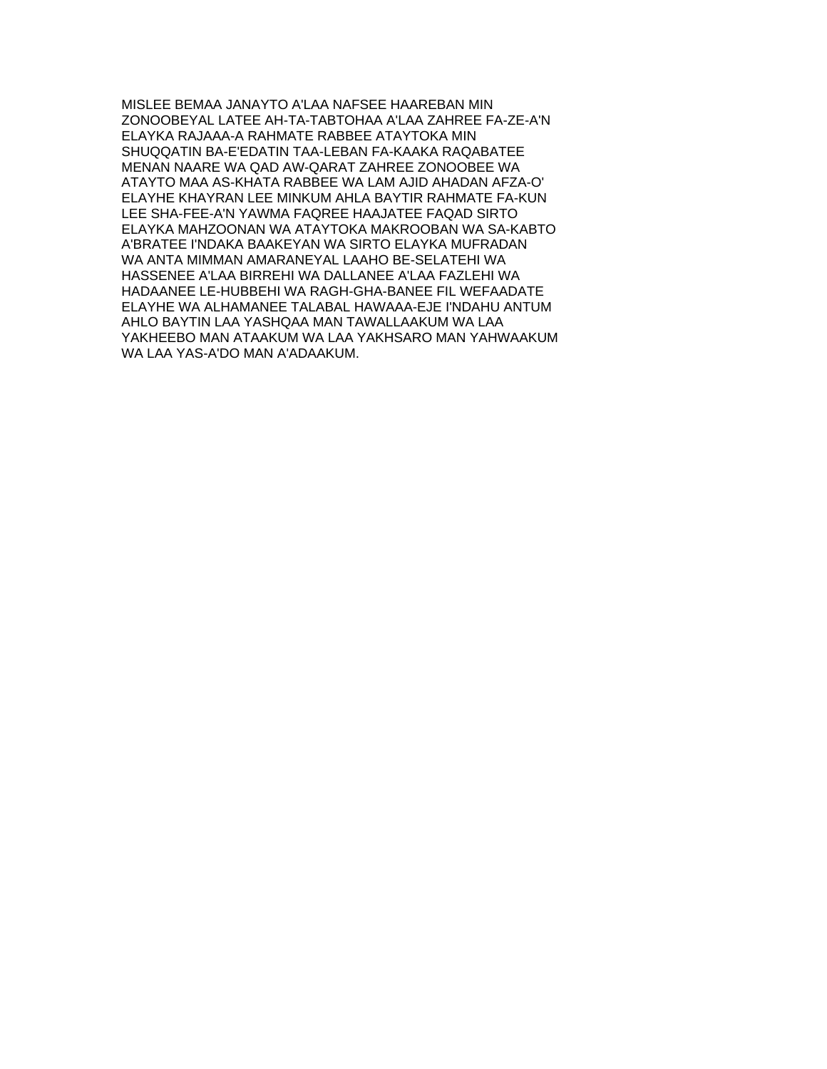MISLEE BEMAA JANAYTO A'LAA NAFSEE HAAREBAN MIN ZONOOBEYAL LATEE AH-TA-TABTOHAA A'LAA ZAHREE FA-ZE-A'N ELAYKA RAJAAA-A RAHMATE RABBEE ATAYTOKA MIN SHUQQATIN BA-E'EDATIN TAA-LEBAN FA-KAAKA RAQABATEE MENAN NAARE WA QAD AW-QARAT ZAHREE ZONOOBEE WA ATAYTO MAA AS-KHATA RABBEE WA LAM AJID AHADAN AFZA-O' ELAYHE KHAYRAN LEE MINKUM AHLA BAYTIR RAHMATE FA-KUN LEE SHA-FEE-A'N YAWMA FAQREE HAAJATEE FAQAD SIRTO ELAYKA MAHZOONAN WA ATAYTOKA MAKROOBAN WA SA-KABTO A'BRATEE I'NDAKA BAAKEYAN WA SIRTO ELAYKA MUFRADAN WA ANTA MIMMAN AMARANEYAL LAAHO BE-SELATEHI WA HASSENEE A'LAA BIRREHI WA DALLANEE A'LAA FAZLEHI WA HADAANEE LE-HUBBEHI WA RAGH-GHA-BANEE FIL WEFAADATE ELAYHE WA ALHAMANEE TALABAL HAWAAA-EJE I'NDAHU ANTUM AHLO BAYTIN LAA YASHQAA MAN TAWALLAAKUM WA LAA YAKHEEBO MAN ATAAKUM WA LAA YAKHSARO MAN YAHWAAKUM WA LAA YAS-A'DO MAN A'ADAAKUM.